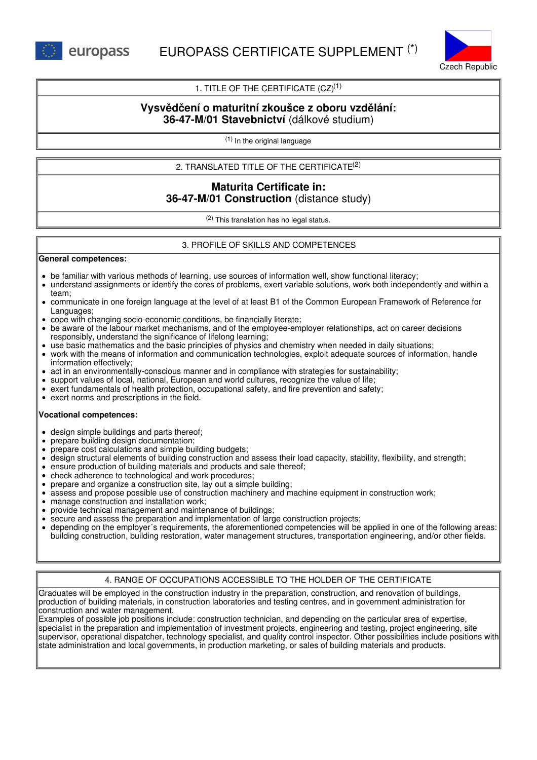europass

# EUROPASS CERTIFICATE SUPPLEMENT (*)

Czech Republic

## 1. TITLE OF THE CERTIFICATE (CZ)[1]

**Vysvědčení o maturitní zkoušce z oboru vzdělání:**
**36-47-M/01 Stavebnictví** (dálkové studium)

[1] In the original language

## 2. TRANSLATED TITLE OF THE CERTIFICATE[2]

**Maturita Certificate in:**
**36-47-M/01 Construction** (distance study)

[2] This translation has no legal status.

## 3. PROFILE OF SKILLS AND COMPETENCES

**General competences:**

- be familiar with various methods of learning, use sources of information well, show functional literacy;
- understand assignments or identify the cores of problems, exert variable solutions, work both independently and within a team;
- communicate in one foreign language at the level of at least B1 of the Common European Framework of Reference for Languages;
- cope with changing socio-economic conditions, be financially literate;
- be aware of the labour market mechanisms, and of the employee-employer relationships, act on career decisions responsibly, understand the significance of lifelong learning;
- use basic mathematics and the basic principles of physics and chemistry when needed in daily situations;
- work with the means of information and communication technologies, exploit adequate sources of information, handle information effectively;
- act in an environmentally-conscious manner and in compliance with strategies for sustainability;
- support values of local, national, European and world cultures, recognize the value of life;
- exert fundamentals of health protection, occupational safety, and fire prevention and safety;
- exert norms and prescriptions in the field.

**Vocational competences:**

- design simple buildings and parts thereof;
- prepare building design documentation;
- prepare cost calculations and simple building budgets;
- design structural elements of building construction and assess their load capacity, stability, flexibility, and strength;
- ensure production of building materials and products and sale thereof;
- check adherence to technological and work procedures;
- prepare and organize a construction site, lay out a simple building;
- assess and propose possible use of construction machinery and machine equipment in construction work;
- manage construction and installation work;
- provide technical management and maintenance of buildings;
- secure and assess the preparation and implementation of large construction projects;
- depending on the employer´s requirements, the aforementioned competencies will be applied in one of the following areas: building construction, building restoration, water management structures, transportation engineering, and/or other fields.

## 4. RANGE OF OCCUPATIONS ACCESSIBLE TO THE HOLDER OF THE CERTIFICATE

Graduates will be employed in the construction industry in the preparation, construction, and renovation of buildings, production of building materials, in construction laboratories and testing centres, and in government administration for construction and water management.
Examples of possible job positions include: construction technician, and depending on the particular area of expertise, specialist in the preparation and implementation of investment projects, engineering and testing, project engineering, site supervisor, operational dispatcher, technology specialist, and quality control inspector. Other possibilities include positions with state administration and local governments, in production marketing, or sales of building materials and products.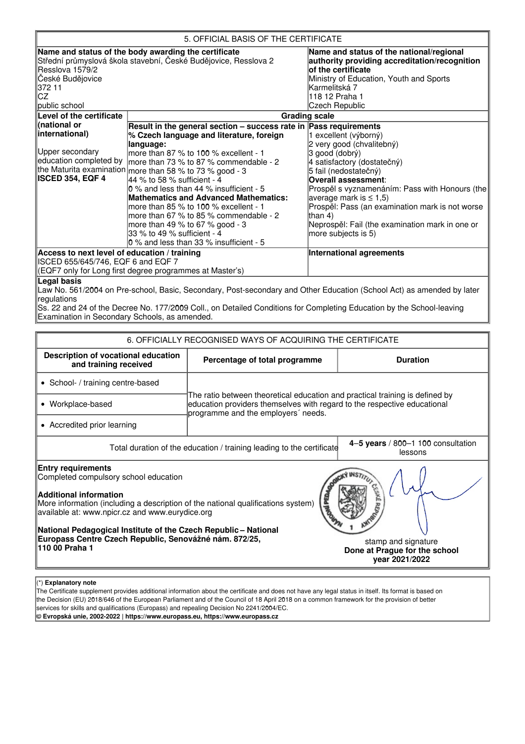## 5. OFFICIAL BASIS OF THE CERTIFICATE

| **Name and status of the body awarding the certificate** | **Name and status of the national/regional authority providing accreditation/recognition of the certificate** |
|---|---|
| Střední průmyslová škola stavební, České Budějovice, Resslova 2<br>Resslova 1579/2<br>České Budějovice<br>372 11<br>CZ<br>public school | Ministry of Education, Youth and Sports<br>Karmelitská 7<br>118 12 Praha 1<br>Czech Republic |

| **Level of the certificate (national or international)** | **Grading scale** | |
|---|---|---|
| Upper secondary education completed by the Maturita examination<br>**ISCED 354, EQF 4** | **Result in the general section – success rate in % Czech language and literature, foreign language:**<br>more than 87 % to 100 % excellent - 1<br>more than 73 % to 87 % commendable - 2<br>more than 58 % to 73 % good - 3<br>44 % to 58 % sufficient - 4<br>0 % and less than 44 % insufficient - 5<br>**Mathematics and Advanced Mathematics:**<br>more than 85 % to 100 % excellent - 1<br>more than 67 % to 85 % commendable - 2<br>more than 49 % to 67 % good - 3<br>33 % to 49 % sufficient - 4<br>0 % and less than 33 % insufficient - 5 | **Pass requirements**<br>1 excellent (výborný)<br>2 very good (chvalitebný)<br>3 good (dobrý)<br>4 satisfactory (dostatečný)<br>5 fail (nedostatečný)<br>**Overall assessment**:<br>Prospěl s vyznamenáním: Pass with Honours (the average mark is ≤ 1,5)<br>Prospěl: Pass (an examination mark is not worse than 4)<br>Neprospěl: Fail (the examination mark in one or more subjects is 5) |

| **Access to next level of education / training** | **International agreements** |
|---|---|
| ISCED 655/645/746, EQF 6 and EQF 7<br>(EQF7 only for Long first degree programmes at Master's) | |

**Legal basis**

Law No. 561/2004 on Pre-school, Basic, Secondary, Post-secondary and Other Education (School Act) as amended by later regulations

Ss. 22 and 24 of the Decree No. 177/2009 Coll., on Detailed Conditions for Completing Education by the School-leaving Examination in Secondary Schools, as amended.

## 6. OFFICIALLY RECOGNISED WAYS OF ACQUIRING THE CERTIFICATE

| Description of vocational education and training received | Percentage of total programme | Duration |
|---|---|---|
| • School- / training centre-based | The ratio between theoretical education and practical training is defined by education providers themselves with regard to the respective educational programme and the employers´ needs. | |
| • Workplace-based | | |
| • Accredited prior learning | | |
| Total duration of the education / training leading to the certificate | | **4–5 years** / 800–1 100 consultation lessons |

**Entry requirements**

Completed compulsory school education

**Additional information**

More information (including a description of the national qualifications system) available at: www.npicr.cz and www.eurydice.org

**National Pedagogical Institute of the Czech Republic – National Europass Centre Czech Republic, Senovážné nám. 872/25, 110 00 Praha 1**

stamp and signature

**Done at Prague for the school year 2021/2022**

(*) **Explanatory note**

The Certificate supplement provides additional information about the certificate and does not have any legal status in itself. Its format is based on the Decision (EU) 2018/646 of the European Parliament and of the Council of 18 April 2018 on a common framework for the provision of better services for skills and qualifications (Europass) and repealing Decision No 2241/2004/EC.

**© Evropská unie, 2002-2022 | https://www.europass.eu, https://www.europass.cz**